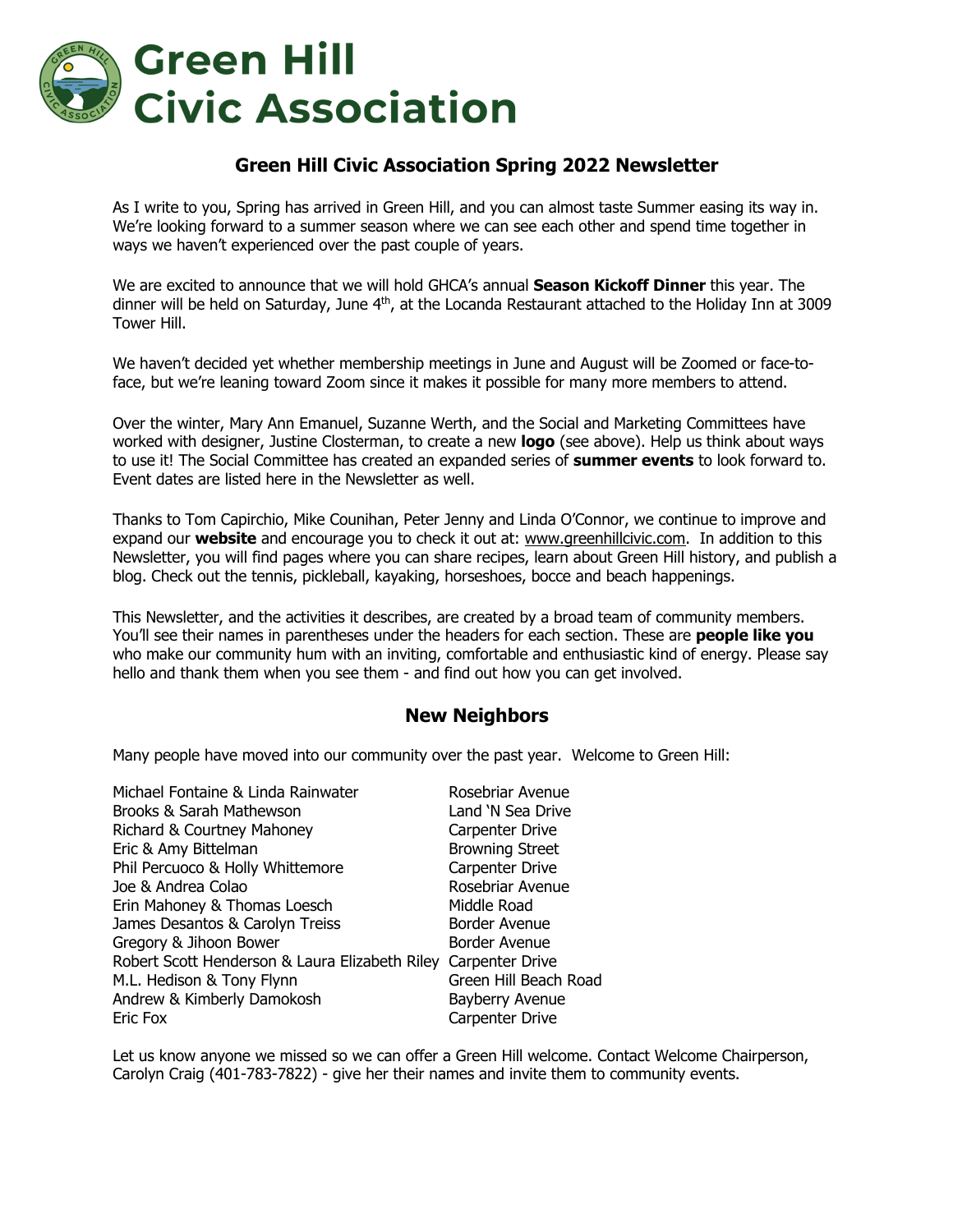# Green Hill Civic Association

## Green Hill Civic Association Spring 2022 Newsletter

As I write to you, Spring has arrived in Green Hill, and you can almost taste Summer easing its way in. We're looking forward to a summer season where we can see each other and spend time together in ways we haven't experienced over the past couple of years.

We are excited to announce that we will hold GHCA's annual **Season Kickoff Dinner** this year. The dinner will be held on Saturday, June 4th, at the Locanda Restaurant attached to the Holiday Inn at 3009 Tower Hill.

We haven't decided yet whether membership meetings in June and August will be Zoomed or face-to-face, but we're leaning toward Zoom since it makes it possible for many more members to attend.

Over the winter, Mary Ann Emanuel, Suzanne Werth, and the Social and Marketing Committees have worked with designer, Justine Closterman, to create a new **logo** (see above). Help us think about ways to use it! The Social Committee has created an expanded series of **summer events** to look forward to. Event dates are listed here in the Newsletter as well.

Thanks to Tom Capirchio, Mike Counihan, Peter Jenny and Linda O'Connor, we continue to improve and expand our **website** and encourage you to check it out at: www.greenhillcivic.com. In addition to this Newsletter, you will find pages where you can share recipes, learn about Green Hill history, and publish a blog. Check out the tennis, pickleball, kayaking, horseshoes, bocce and beach happenings.

This Newsletter, and the activities it describes, are created by a broad team of community members. You'll see their names in parentheses under the headers for each section. These are **people like you** who make our community hum with an inviting, comfortable and enthusiastic kind of energy. Please say hello and thank them when you see them - and find out how you can get involved.

## New Neighbors

Many people have moved into our community over the past year. Welcome to Green Hill:

| | |
|---|---|
| Michael Fontaine & Linda Rainwater | Rosebriar Avenue |
| Brooks & Sarah Mathewson | Land 'N Sea Drive |
| Richard & Courtney Mahoney | Carpenter Drive |
| Eric & Amy Bittelman | Browning Street |
| Phil Percuoco & Holly Whittemore | Carpenter Drive |
| Joe & Andrea Colao | Rosebriar Avenue |
| Erin Mahoney & Thomas Loesch | Middle Road |
| James Desantos & Carolyn Treiss | Border Avenue |
| Gregory & Jihoon Bower | Border Avenue |
| Robert Scott Henderson & Laura Elizabeth Riley | Carpenter Drive |
| M.L. Hedison & Tony Flynn | Green Hill Beach Road |
| Andrew & Kimberly Damokosh | Bayberry Avenue |
| Eric Fox | Carpenter Drive |

Let us know anyone we missed so we can offer a Green Hill welcome. Contact Welcome Chairperson, Carolyn Craig (401-783-7822) - give her their names and invite them to community events.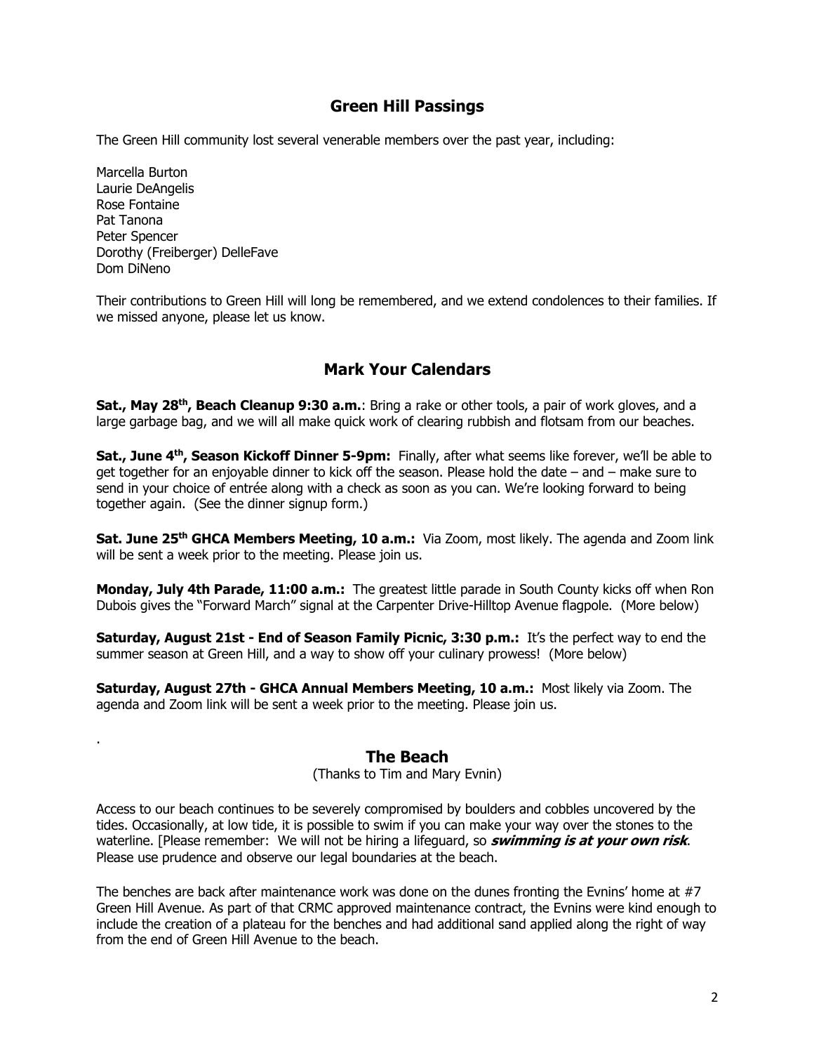## Green Hill Passings

The Green Hill community lost several venerable members over the past year, including:

Marcella Burton
Laurie DeAngelis
Rose Fontaine
Pat Tanona
Peter Spencer
Dorothy (Freiberger) DelleFave
Dom DiNeno

Their contributions to Green Hill will long be remembered, and we extend condolences to their families. If we missed anyone, please let us know.

## Mark Your Calendars

**Sat., May 28th, Beach Cleanup 9:30 a.m.**: Bring a rake or other tools, a pair of work gloves, and a large garbage bag, and we will all make quick work of clearing rubbish and flotsam from our beaches.

**Sat., June 4th, Season Kickoff Dinner 5-9pm:** Finally, after what seems like forever, we'll be able to get together for an enjoyable dinner to kick off the season. Please hold the date – and – make sure to send in your choice of entrée along with a check as soon as you can. We're looking forward to being together again. (See the dinner signup form.)

**Sat. June 25th GHCA Members Meeting, 10 a.m.:** Via Zoom, most likely. The agenda and Zoom link will be sent a week prior to the meeting. Please join us.

**Monday, July 4th Parade, 11:00 a.m.:** The greatest little parade in South County kicks off when Ron Dubois gives the "Forward March" signal at the Carpenter Drive-Hilltop Avenue flagpole. (More below)

**Saturday, August 21st - End of Season Family Picnic, 3:30 p.m.:** It's the perfect way to end the summer season at Green Hill, and a way to show off your culinary prowess! (More below)

**Saturday, August 27th - GHCA Annual Members Meeting, 10 a.m.:** Most likely via Zoom. The agenda and Zoom link will be sent a week prior to the meeting. Please join us.

.

## The Beach

(Thanks to Tim and Mary Evnin)

Access to our beach continues to be severely compromised by boulders and cobbles uncovered by the tides. Occasionally, at low tide, it is possible to swim if you can make your way over the stones to the waterline. [Please remember: We will not be hiring a lifeguard, so ***swimming is at your own risk***. Please use prudence and observe our legal boundaries at the beach.

The benches are back after maintenance work was done on the dunes fronting the Evnins' home at #7 Green Hill Avenue. As part of that CRMC approved maintenance contract, the Evnins were kind enough to include the creation of a plateau for the benches and had additional sand applied along the right of way from the end of Green Hill Avenue to the beach.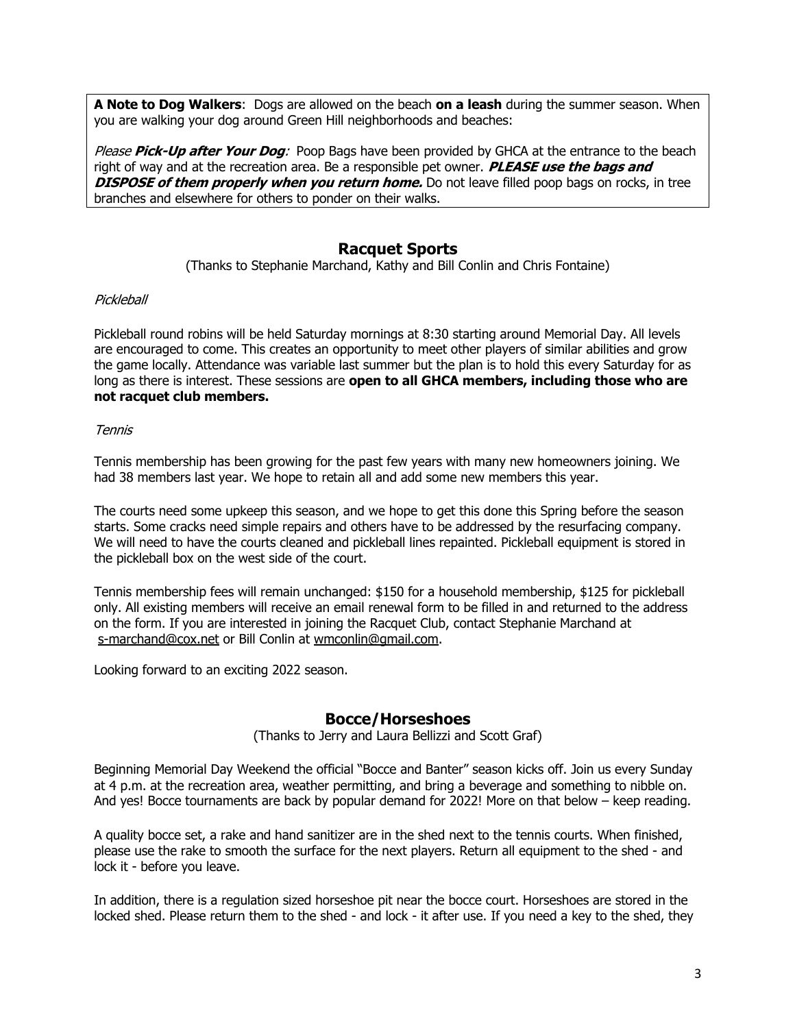**A Note to Dog Walkers**: Dogs are allowed on the beach **on a leash** during the summer season. When you are walking your dog around Green Hill neighborhoods and beaches:

*Please* ***Pick-Up after Your Dog****:* Poop Bags have been provided by GHCA at the entrance to the beach right of way and at the recreation area. Be a responsible pet owner. ***PLEASE use the bags and DISPOSE of them properly when you return home.*** Do not leave filled poop bags on rocks, in tree branches and elsewhere for others to ponder on their walks.

## Racquet Sports

(Thanks to Stephanie Marchand, Kathy and Bill Conlin and Chris Fontaine)

*Pickleball*

Pickleball round robins will be held Saturday mornings at 8:30 starting around Memorial Day. All levels are encouraged to come. This creates an opportunity to meet other players of similar abilities and grow the game locally. Attendance was variable last summer but the plan is to hold this every Saturday for as long as there is interest. These sessions are **open to all GHCA members, including those who are not racquet club members.**

*Tennis*

Tennis membership has been growing for the past few years with many new homeowners joining. We had 38 members last year. We hope to retain all and add some new members this year.

The courts need some upkeep this season, and we hope to get this done this Spring before the season starts. Some cracks need simple repairs and others have to be addressed by the resurfacing company. We will need to have the courts cleaned and pickleball lines repainted. Pickleball equipment is stored in the pickleball box on the west side of the court.

Tennis membership fees will remain unchanged: $150 for a household membership, $125 for pickleball only. All existing members will receive an email renewal form to be filled in and returned to the address on the form. If you are interested in joining the Racquet Club, contact Stephanie Marchand at s-marchand@cox.net or Bill Conlin at wmconlin@gmail.com.

Looking forward to an exciting 2022 season.

## Bocce/Horseshoes

(Thanks to Jerry and Laura Bellizzi and Scott Graf)

Beginning Memorial Day Weekend the official "Bocce and Banter" season kicks off. Join us every Sunday at 4 p.m. at the recreation area, weather permitting, and bring a beverage and something to nibble on. And yes! Bocce tournaments are back by popular demand for 2022! More on that below – keep reading.

A quality bocce set, a rake and hand sanitizer are in the shed next to the tennis courts. When finished, please use the rake to smooth the surface for the next players. Return all equipment to the shed - and lock it - before you leave.

In addition, there is a regulation sized horseshoe pit near the bocce court. Horseshoes are stored in the locked shed. Please return them to the shed - and lock - it after use. If you need a key to the shed, they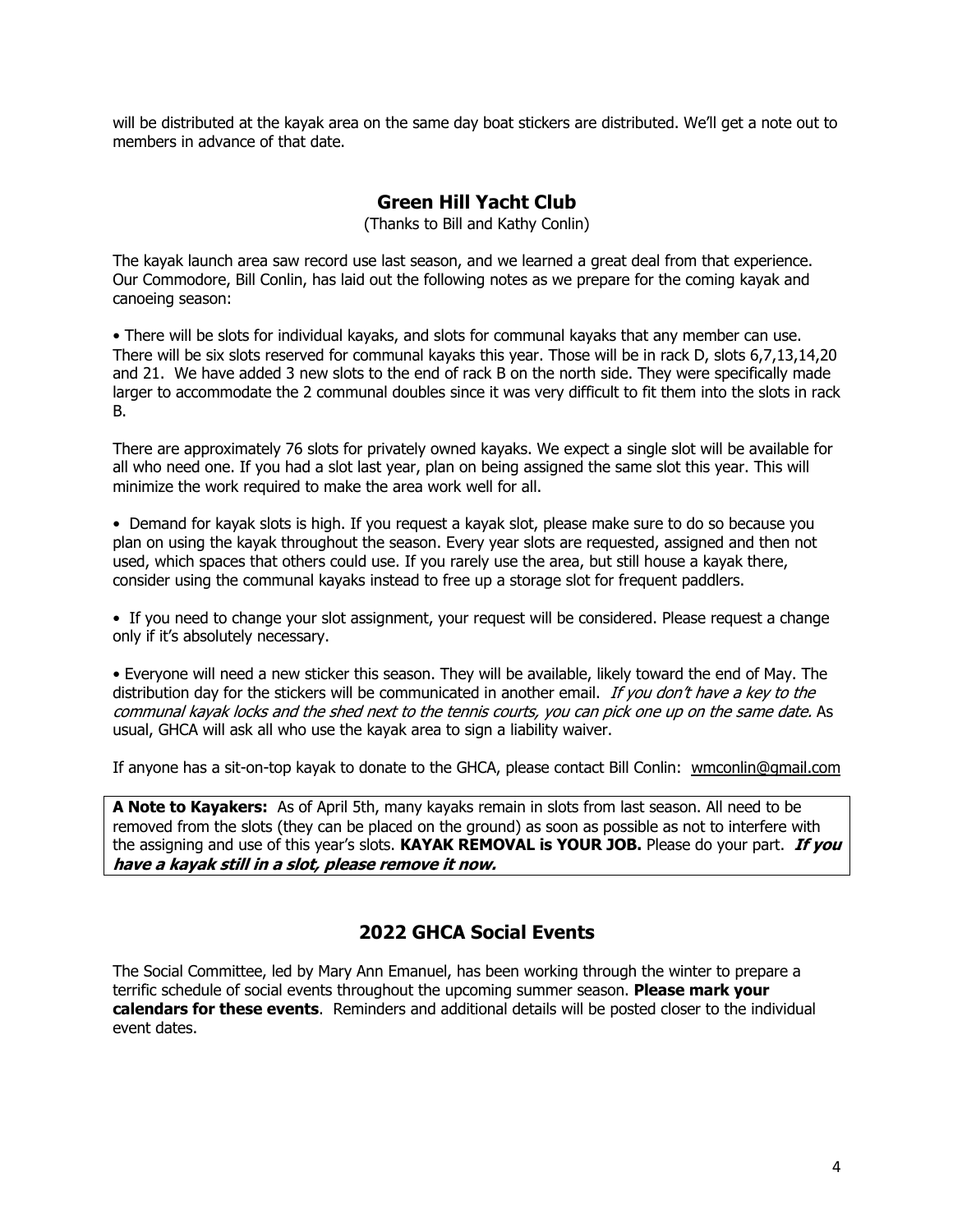will be distributed at the kayak area on the same day boat stickers are distributed. We'll get a note out to members in advance of that date.

## Green Hill Yacht Club

(Thanks to Bill and Kathy Conlin)

The kayak launch area saw record use last season, and we learned a great deal from that experience. Our Commodore, Bill Conlin, has laid out the following notes as we prepare for the coming kayak and canoeing season:

• There will be slots for individual kayaks, and slots for communal kayaks that any member can use. There will be six slots reserved for communal kayaks this year. Those will be in rack D, slots 6,7,13,14,20 and 21. We have added 3 new slots to the end of rack B on the north side. They were specifically made larger to accommodate the 2 communal doubles since it was very difficult to fit them into the slots in rack B.

There are approximately 76 slots for privately owned kayaks. We expect a single slot will be available for all who need one. If you had a slot last year, plan on being assigned the same slot this year. This will minimize the work required to make the area work well for all.

• Demand for kayak slots is high. If you request a kayak slot, please make sure to do so because you plan on using the kayak throughout the season. Every year slots are requested, assigned and then not used, which spaces that others could use. If you rarely use the area, but still house a kayak there, consider using the communal kayaks instead to free up a storage slot for frequent paddlers.

• If you need to change your slot assignment, your request will be considered. Please request a change only if it's absolutely necessary.

• Everyone will need a new sticker this season. They will be available, likely toward the end of May. The distribution day for the stickers will be communicated in another email. *If you don't have a key to the communal kayak locks and the shed next to the tennis courts, you can pick one up on the same date.* As usual, GHCA will ask all who use the kayak area to sign a liability waiver.

If anyone has a sit-on-top kayak to donate to the GHCA, please contact Bill Conlin: wmconlin@gmail.com

**A Note to Kayakers:** As of April 5th, many kayaks remain in slots from last season. All need to be removed from the slots (they can be placed on the ground) as soon as possible as not to interfere with the assigning and use of this year's slots. **KAYAK REMOVAL is YOUR JOB.** Please do your part. ***If you have a kayak still in a slot, please remove it now.***

## 2022 GHCA Social Events

The Social Committee, led by Mary Ann Emanuel, has been working through the winter to prepare a terrific schedule of social events throughout the upcoming summer season. **Please mark your calendars for these events**. Reminders and additional details will be posted closer to the individual event dates.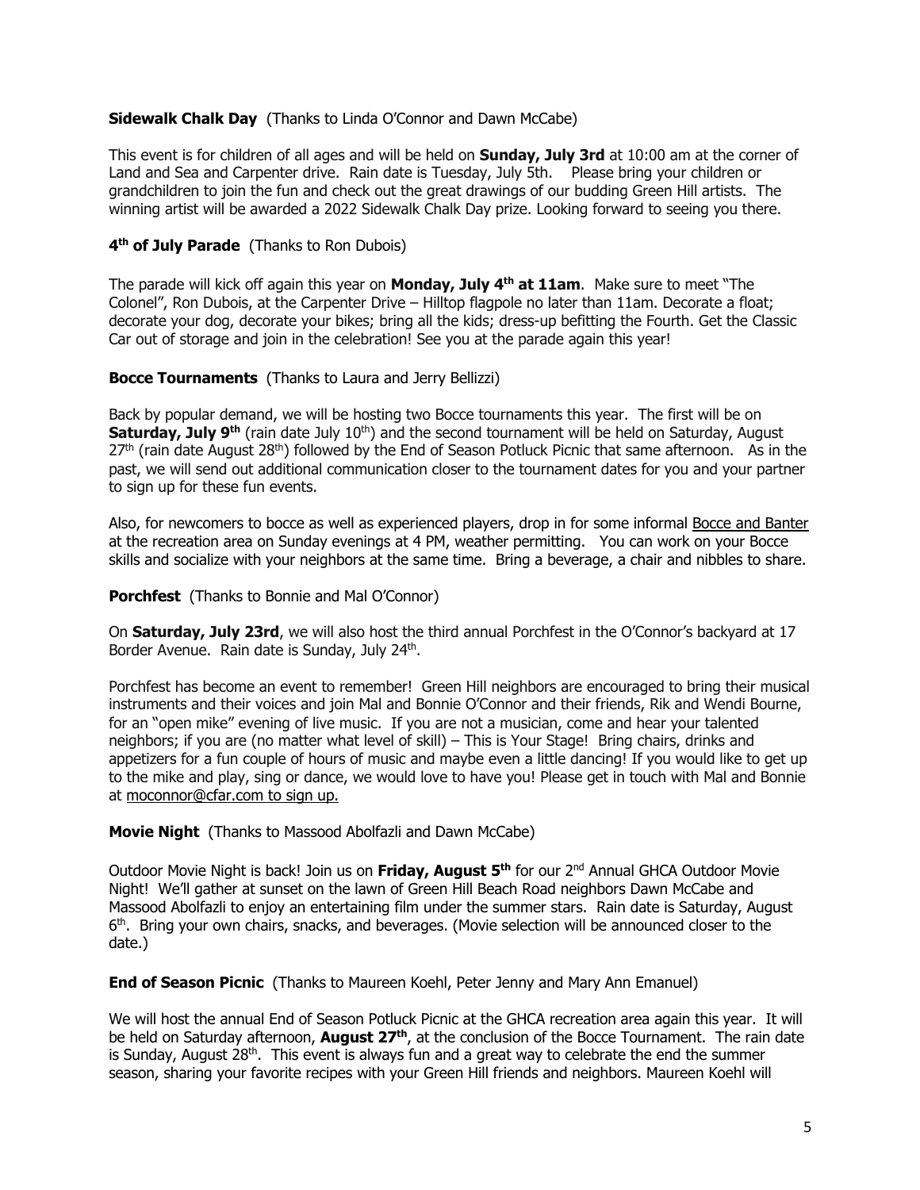**Sidewalk Chalk Day** (Thanks to Linda O'Connor and Dawn McCabe)

This event is for children of all ages and will be held on **Sunday, July 3rd** at 10:00 am at the corner of Land and Sea and Carpenter drive. Rain date is Tuesday, July 5th. Please bring your children or grandchildren to join the fun and check out the great drawings of our budding Green Hill artists. The winning artist will be awarded a 2022 Sidewalk Chalk Day prize. Looking forward to seeing you there.

**4th of July Parade** (Thanks to Ron Dubois)

The parade will kick off again this year on **Monday, July 4th at 11am**. Make sure to meet "The Colonel", Ron Dubois, at the Carpenter Drive – Hilltop flagpole no later than 11am. Decorate a float; decorate your dog, decorate your bikes; bring all the kids; dress-up befitting the Fourth. Get the Classic Car out of storage and join in the celebration! See you at the parade again this year!

**Bocce Tournaments** (Thanks to Laura and Jerry Bellizzi)

Back by popular demand, we will be hosting two Bocce tournaments this year. The first will be on **Saturday, July 9th** (rain date July 10th) and the second tournament will be held on Saturday, August 27th (rain date August 28th) followed by the End of Season Potluck Picnic that same afternoon. As in the past, we will send out additional communication closer to the tournament dates for you and your partner to sign up for these fun events.

Also, for newcomers to bocce as well as experienced players, drop in for some informal Bocce and Banter at the recreation area on Sunday evenings at 4 PM, weather permitting. You can work on your Bocce skills and socialize with your neighbors at the same time. Bring a beverage, a chair and nibbles to share.

**Porchfest** (Thanks to Bonnie and Mal O'Connor)

On **Saturday, July 23rd**, we will also host the third annual Porchfest in the O'Connor's backyard at 17 Border Avenue. Rain date is Sunday, July 24th.

Porchfest has become an event to remember! Green Hill neighbors are encouraged to bring their musical instruments and their voices and join Mal and Bonnie O'Connor and their friends, Rik and Wendi Bourne, for an "open mike" evening of live music. If you are not a musician, come and hear your talented neighbors; if you are (no matter what level of skill) – This is Your Stage! Bring chairs, drinks and appetizers for a fun couple of hours of music and maybe even a little dancing! If you would like to get up to the mike and play, sing or dance, we would love to have you! Please get in touch with Mal and Bonnie at moconnor@cfar.com to sign up.

**Movie Night** (Thanks to Massood Abolfazli and Dawn McCabe)

Outdoor Movie Night is back! Join us on **Friday, August 5th** for our 2nd Annual GHCA Outdoor Movie Night! We'll gather at sunset on the lawn of Green Hill Beach Road neighbors Dawn McCabe and Massood Abolfazli to enjoy an entertaining film under the summer stars. Rain date is Saturday, August 6th. Bring your own chairs, snacks, and beverages. (Movie selection will be announced closer to the date.)

**End of Season Picnic** (Thanks to Maureen Koehl, Peter Jenny and Mary Ann Emanuel)

We will host the annual End of Season Potluck Picnic at the GHCA recreation area again this year. It will be held on Saturday afternoon, **August 27th**, at the conclusion of the Bocce Tournament. The rain date is Sunday, August 28th. This event is always fun and a great way to celebrate the end the summer season, sharing your favorite recipes with your Green Hill friends and neighbors. Maureen Koehl will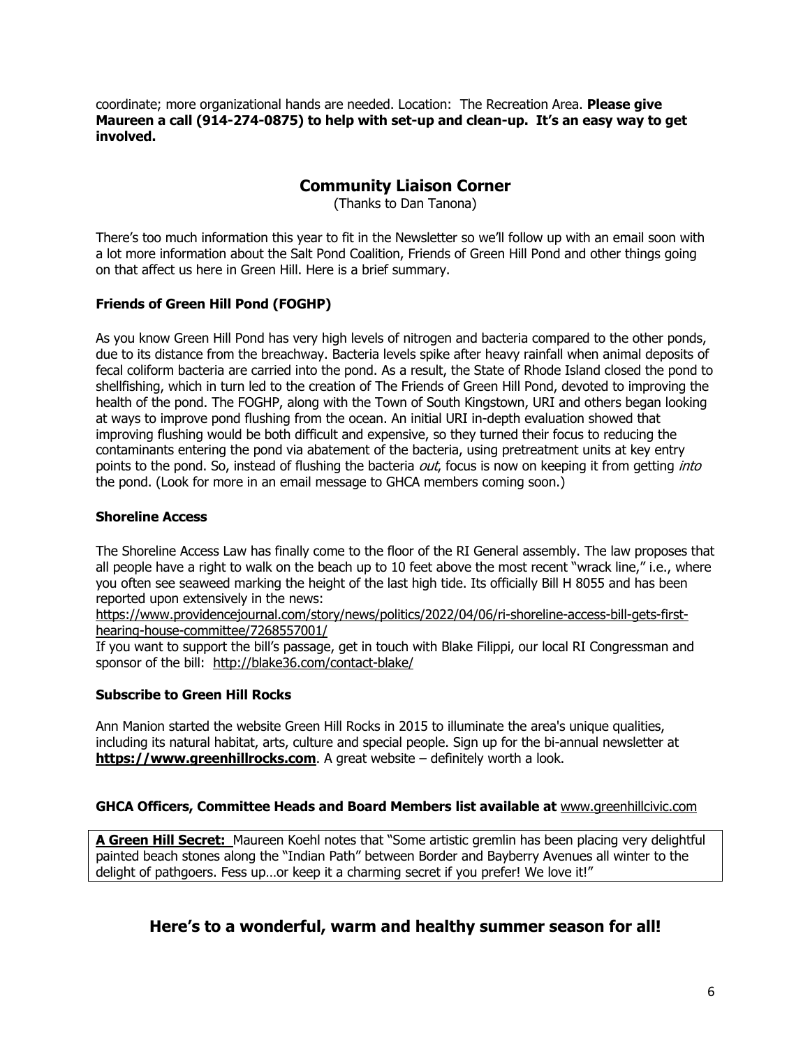coordinate; more organizational hands are needed. Location: The Recreation Area. **Please give Maureen a call (914-274-0875) to help with set-up and clean-up. It's an easy way to get involved.**

## Community Liaison Corner

(Thanks to Dan Tanona)

There's too much information this year to fit in the Newsletter so we'll follow up with an email soon with a lot more information about the Salt Pond Coalition, Friends of Green Hill Pond and other things going on that affect us here in Green Hill. Here is a brief summary.

### Friends of Green Hill Pond (FOGHP)

As you know Green Hill Pond has very high levels of nitrogen and bacteria compared to the other ponds, due to its distance from the breachway. Bacteria levels spike after heavy rainfall when animal deposits of fecal coliform bacteria are carried into the pond. As a result, the State of Rhode Island closed the pond to shellfishing, which in turn led to the creation of The Friends of Green Hill Pond, devoted to improving the health of the pond. The FOGHP, along with the Town of South Kingstown, URI and others began looking at ways to improve pond flushing from the ocean. An initial URI in-depth evaluation showed that improving flushing would be both difficult and expensive, so they turned their focus to reducing the contaminants entering the pond via abatement of the bacteria, using pretreatment units at key entry points to the pond. So, instead of flushing the bacteria *out*, focus is now on keeping it from getting *into* the pond. (Look for more in an email message to GHCA members coming soon.)

### Shoreline Access

The Shoreline Access Law has finally come to the floor of the RI General assembly. The law proposes that all people have a right to walk on the beach up to 10 feet above the most recent "wrack line," i.e., where you often see seaweed marking the height of the last high tide. Its officially Bill H 8055 and has been reported upon extensively in the news:
https://www.providencejournal.com/story/news/politics/2022/04/06/ri-shoreline-access-bill-gets-first-hearing-house-committee/7268557001/
If you want to support the bill's passage, get in touch with Blake Filippi, our local RI Congressman and sponsor of the bill: http://blake36.com/contact-blake/

### Subscribe to Green Hill Rocks

Ann Manion started the website Green Hill Rocks in 2015 to illuminate the area's unique qualities, including its natural habitat, arts, culture and special people. Sign up for the bi-annual newsletter at **https://www.greenhillrocks.com**. A great website – definitely worth a look.

**GHCA Officers, Committee Heads and Board Members list available at** www.greenhillcivic.com

**A Green Hill Secret:** Maureen Koehl notes that "Some artistic gremlin has been placing very delightful painted beach stones along the "Indian Path" between Border and Bayberry Avenues all winter to the delight of pathgoers. Fess up…or keep it a charming secret if you prefer! We love it!"

## Here's to a wonderful, warm and healthy summer season for all!